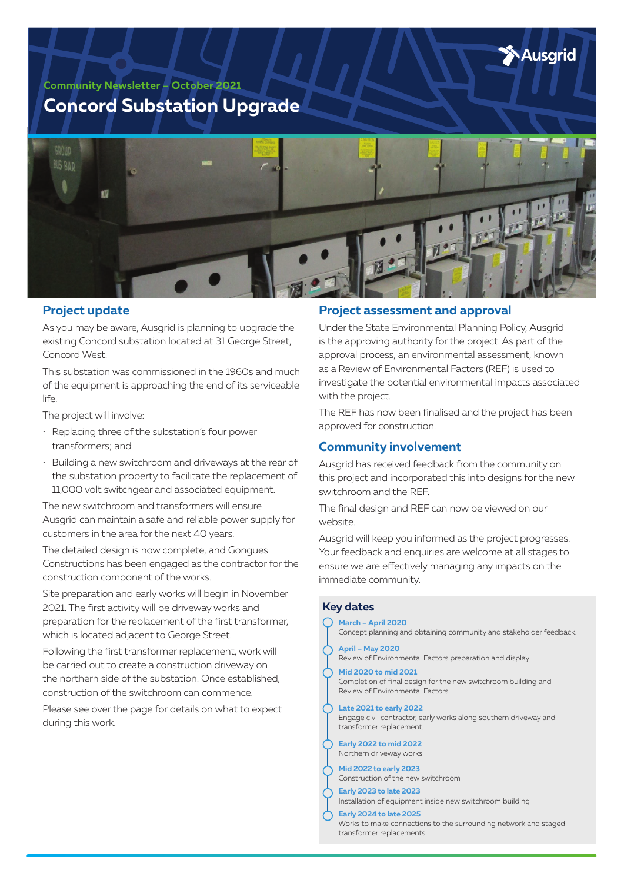Community Newsletter – October 2021

# Concord Substation Upgrade

## Project update

As you may be aware, Ausgrid is planning to upgrade the existing Concord substation located at 31 George Street, Concord West.

This substation was commissioned in the 1960s and much of the equipment is approaching the end of its serviceable life.

The project will involve:

- Replacing three of the substation's four power transformers; and
- Building a new switchroom and driveways at the rear of the substation property to facilitate the replacement of 11,000 volt switchgear and associated equipment.

The new switchroom and transformers will ensure Ausgrid can maintain a safe and reliable power supply for customers in the area for the next 40 years.

The detailed design is now complete, and Gongues Constructions has been engaged as the contractor for the construction component of the works.

Site preparation and early works will begin in November 2021. The first activity will be driveway works and preparation for the replacement of the first transformer, which is located adjacent to George Street.

Following the first transformer replacement, work will be carried out to create a construction driveway on the northern side of the substation. Once established, construction of the switchroom can commence.

Please see over the page for details on what to expect during this work.

## Project assessment and approval

Under the State Environmental Planning Policy, Ausgrid is the approving authority for the project. As part of the approval process, an environmental assessment, known as a Review of Environmental Factors (REF) is used to investigate the potential environmental impacts associated with the project.

The REF has now been finalised and the project has been approved for construction.

## Community involvement

Ausgrid has received feedback from the community on this project and incorporated this into designs for the new switchroom and the REF.

The final design and REF can now be viewed on our website.

Ausgrid will keep you informed as the project progresses. Your feedback and enquiries are welcome at all stages to ensure we are effectively managing any impacts on the immediate community.

## Key dates

**March – April 2020**
Concept planning and obtaining community and stakeholder feedback.

**April – May 2020**
Review of Environmental Factors preparation and display

**Mid 2020 to mid 2021**
Completion of final design for the new switchroom building and Review of Environmental Factors

**Late 2021 to early 2022**
Engage civil contractor, early works along southern driveway and transformer replacement.

**Early 2022 to mid 2022**
Northern driveway works

**Mid 2022 to early 2023**
Construction of the new switchroom

**Early 2023 to late 2023**
Installation of equipment inside new switchroom building

**Early 2024 to late 2025**
Works to make connections to the surrounding network and staged transformer replacements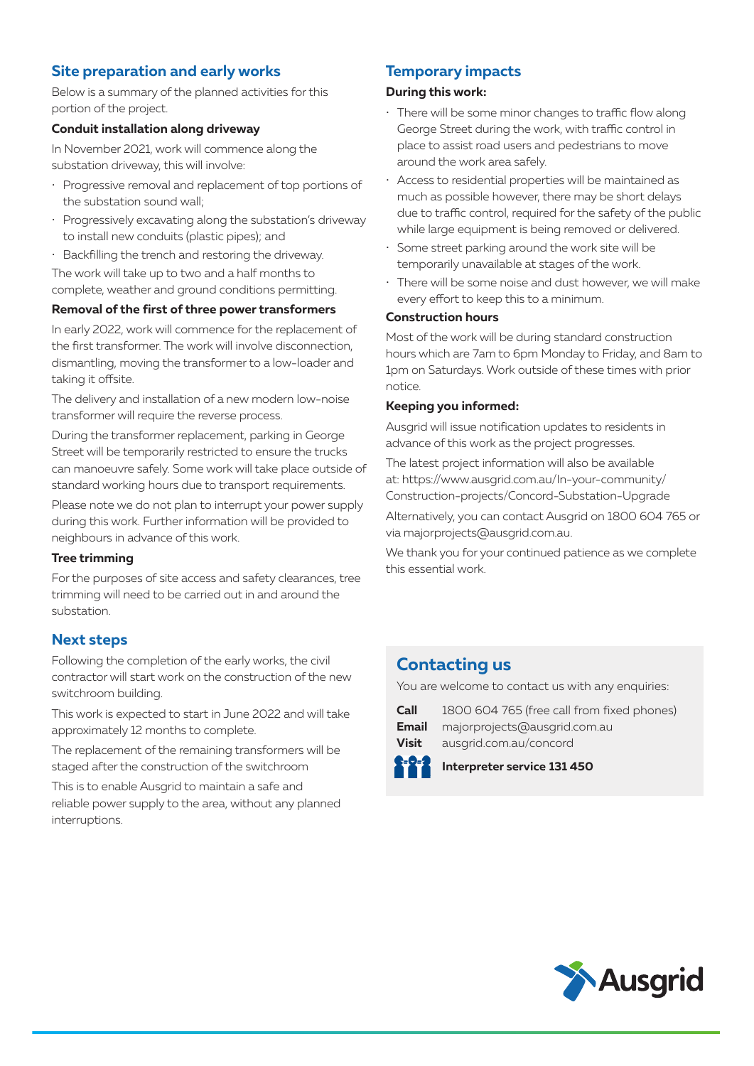## Site preparation and early works

Below is a summary of the planned activities for this portion of the project.

### Conduit installation along driveway

In November 2021, work will commence along the substation driveway, this will involve:

- Progressive removal and replacement of top portions of the substation sound wall;
- Progressively excavating along the substation's driveway to install new conduits (plastic pipes); and
- Backfilling the trench and restoring the driveway.

The work will take up to two and a half months to complete, weather and ground conditions permitting.

### Removal of the first of three power transformers

In early 2022, work will commence for the replacement of the first transformer. The work will involve disconnection, dismantling, moving the transformer to a low-loader and taking it offsite.

The delivery and installation of a new modern low-noise transformer will require the reverse process.

During the transformer replacement, parking in George Street will be temporarily restricted to ensure the trucks can manoeuvre safely. Some work will take place outside of standard working hours due to transport requirements.

Please note we do not plan to interrupt your power supply during this work. Further information will be provided to neighbours in advance of this work.

### Tree trimming

For the purposes of site access and safety clearances, tree trimming will need to be carried out in and around the substation.

## Next steps

Following the completion of the early works, the civil contractor will start work on the construction of the new switchroom building.

This work is expected to start in June 2022 and will take approximately 12 months to complete.

The replacement of the remaining transformers will be staged after the construction of the switchroom

This is to enable Ausgrid to maintain a safe and reliable power supply to the area, without any planned interruptions.

## Temporary impacts

### During this work:

- There will be some minor changes to traffic flow along George Street during the work, with traffic control in place to assist road users and pedestrians to move around the work area safely.
- Access to residential properties will be maintained as much as possible however, there may be short delays due to traffic control, required for the safety of the public while large equipment is being removed or delivered.
- Some street parking around the work site will be temporarily unavailable at stages of the work.
- There will be some noise and dust however, we will make every effort to keep this to a minimum.

### Construction hours

Most of the work will be during standard construction hours which are 7am to 6pm Monday to Friday, and 8am to 1pm on Saturdays. Work outside of these times with prior notice.

### Keeping you informed:

Ausgrid will issue notification updates to residents in advance of this work as the project progresses.

The latest project information will also be available at: https://www.ausgrid.com.au/In-your-community/Construction-projects/Concord-Substation-Upgrade

Alternatively, you can contact Ausgrid on 1800 604 765 or via majorprojects@ausgrid.com.au.

We thank you for your continued patience as we complete this essential work.

## Contacting us

You are welcome to contact us with any enquiries:

**Call** 1800 604 765 (free call from fixed phones)
**Email** majorprojects@ausgrid.com.au
**Visit** ausgrid.com.au/concord

**Interpreter service 131 450**

Ausgrid